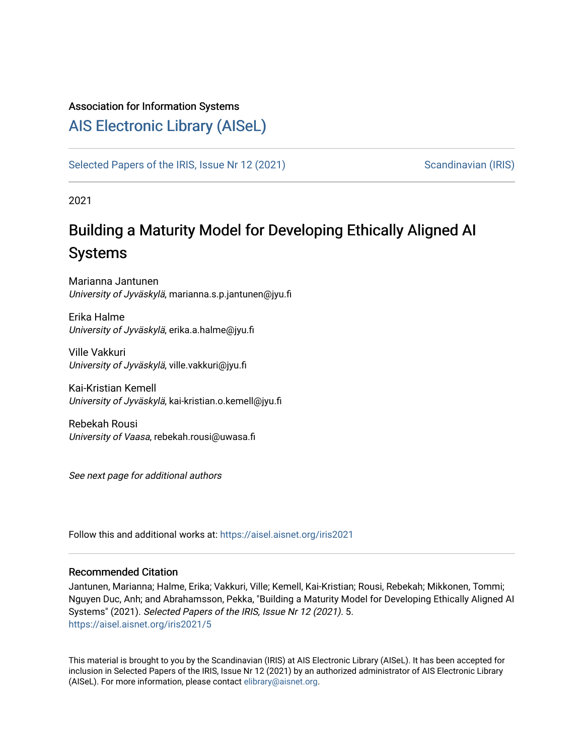Association for Information Systems

# AIS Electronic Library (AISeL)

Selected Papers of the IRIS, Issue Nr 12 (2021) — Scandinavian (IRIS)

2021

# Building a Maturity Model for Developing Ethically Aligned AI Systems

Marianna Jantunen
*University of Jyväskylä*, marianna.s.p.jantunen@jyu.fi

Erika Halme
*University of Jyväskylä*, erika.a.halme@jyu.fi

Ville Vakkuri
*University of Jyväskylä*, ville.vakkuri@jyu.fi

Kai-Kristian Kemell
*University of Jyväskylä*, kai-kristian.o.kemell@jyu.fi

Rebekah Rousi
*University of Vaasa*, rebekah.rousi@uwasa.fi

*See next page for additional authors*

Follow this and additional works at: https://aisel.aisnet.org/iris2021

## Recommended Citation

Jantunen, Marianna; Halme, Erika; Vakkuri, Ville; Kemell, Kai-Kristian; Rousi, Rebekah; Mikkonen, Tommi; Nguyen Duc, Anh; and Abrahamsson, Pekka, "Building a Maturity Model for Developing Ethically Aligned AI Systems" (2021). *Selected Papers of the IRIS, Issue Nr 12 (2021)*. 5.
https://aisel.aisnet.org/iris2021/5

This material is brought to you by the Scandinavian (IRIS) at AIS Electronic Library (AISeL). It has been accepted for inclusion in Selected Papers of the IRIS, Issue Nr 12 (2021) by an authorized administrator of AIS Electronic Library (AISeL). For more information, please contact elibrary@aisnet.org.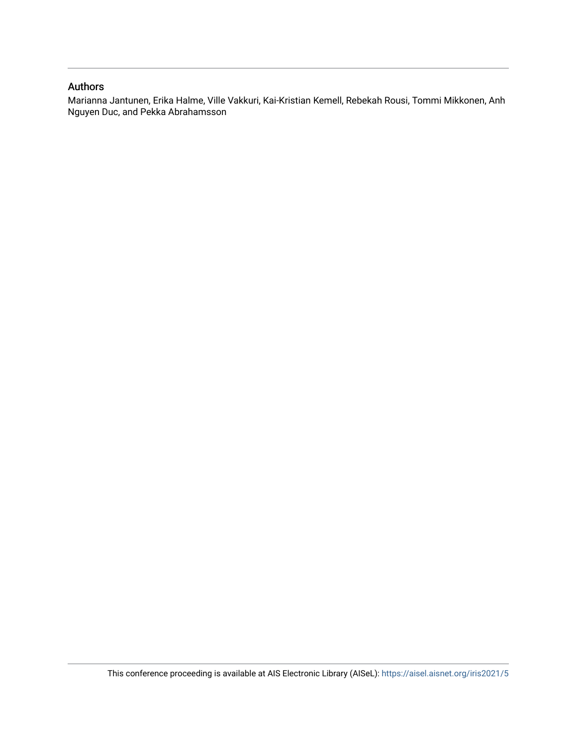## Authors

Marianna Jantunen, Erika Halme, Ville Vakkuri, Kai-Kristian Kemell, Rebekah Rousi, Tommi Mikkonen, Anh Nguyen Duc, and Pekka Abrahamsson

This conference proceeding is available at AIS Electronic Library (AISeL): https://aisel.aisnet.org/iris2021/5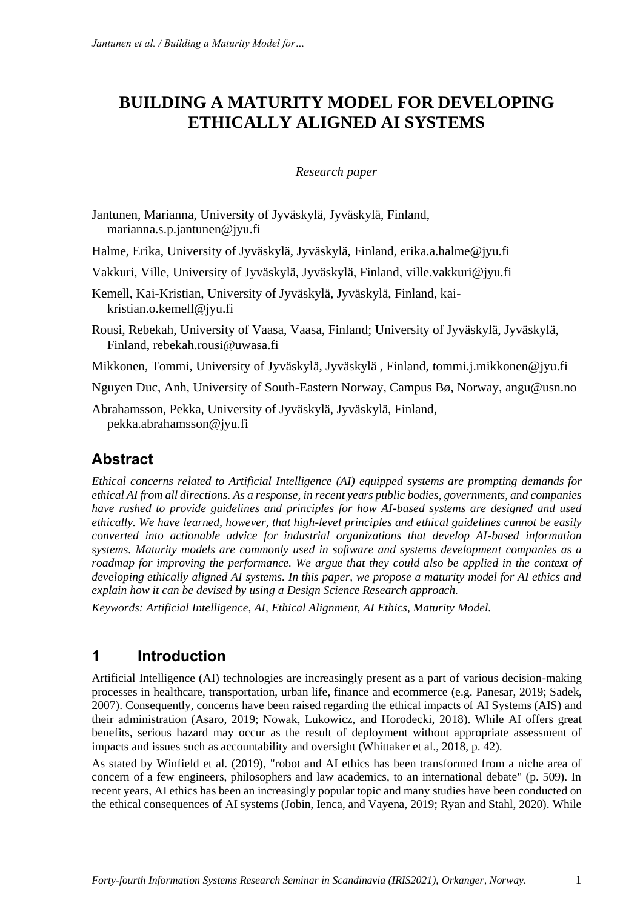# BUILDING A MATURITY MODEL FOR DEVELOPING ETHICALLY ALIGNED AI SYSTEMS

*Research paper*

Jantunen, Marianna, University of Jyväskylä, Jyväskylä, Finland, marianna.s.p.jantunen@jyu.fi

Halme, Erika, University of Jyväskylä, Jyväskylä, Finland, erika.a.halme@jyu.fi

Vakkuri, Ville, University of Jyväskylä, Jyväskylä, Finland, ville.vakkuri@jyu.fi

Kemell, Kai-Kristian, University of Jyväskylä, Jyväskylä, Finland, kai-kristian.o.kemell@jyu.fi

Rousi, Rebekah, University of Vaasa, Vaasa, Finland; University of Jyväskylä, Jyväskylä, Finland, rebekah.rousi@uwasa.fi

Mikkonen, Tommi, University of Jyväskylä, Jyväskylä , Finland, tommi.j.mikkonen@jyu.fi

Nguyen Duc, Anh, University of South-Eastern Norway, Campus Bø, Norway, angu@usn.no

Abrahamsson, Pekka, University of Jyväskylä, Jyväskylä, Finland, pekka.abrahamsson@jyu.fi

## Abstract

*Ethical concerns related to Artificial Intelligence (AI) equipped systems are prompting demands for ethical AI from all directions. As a response, in recent years public bodies, governments, and companies have rushed to provide guidelines and principles for how AI-based systems are designed and used ethically. We have learned, however, that high-level principles and ethical guidelines cannot be easily converted into actionable advice for industrial organizations that develop AI-based information systems. Maturity models are commonly used in software and systems development companies as a roadmap for improving the performance. We argue that they could also be applied in the context of developing ethically aligned AI systems. In this paper, we propose a maturity model for AI ethics and explain how it can be devised by using a Design Science Research approach.*

*Keywords: Artificial Intelligence, AI, Ethical Alignment, AI Ethics, Maturity Model.*

## 1 Introduction

Artificial Intelligence (AI) technologies are increasingly present as a part of various decision-making processes in healthcare, transportation, urban life, finance and ecommerce (e.g. Panesar, 2019; Sadek, 2007). Consequently, concerns have been raised regarding the ethical impacts of AI Systems (AIS) and their administration (Asaro, 2019; Nowak, Lukowicz, and Horodecki, 2018). While AI offers great benefits, serious hazard may occur as the result of deployment without appropriate assessment of impacts and issues such as accountability and oversight (Whittaker et al., 2018, p. 42).

As stated by Winfield et al. (2019), "robot and AI ethics has been transformed from a niche area of concern of a few engineers, philosophers and law academics, to an international debate" (p. 509). In recent years, AI ethics has been an increasingly popular topic and many studies have been conducted on the ethical consequences of AI systems (Jobin, Ienca, and Vayena, 2019; Ryan and Stahl, 2020). While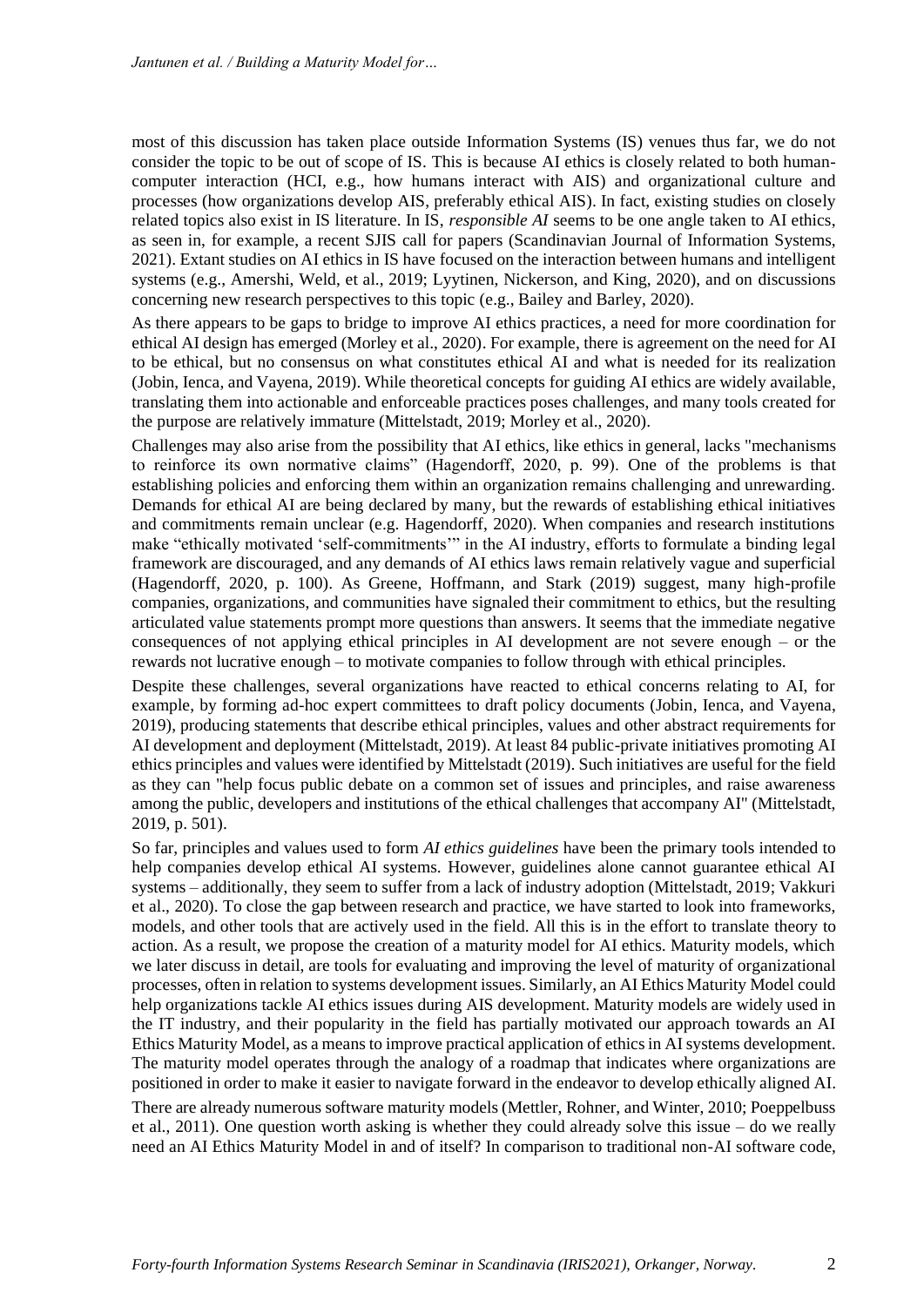most of this discussion has taken place outside Information Systems (IS) venues thus far, we do not consider the topic to be out of scope of IS. This is because AI ethics is closely related to both human-computer interaction (HCI, e.g., how humans interact with AIS) and organizational culture and processes (how organizations develop AIS, preferably ethical AIS). In fact, existing studies on closely related topics also exist in IS literature. In IS, *responsible AI* seems to be one angle taken to AI ethics, as seen in, for example, a recent SJIS call for papers (Scandinavian Journal of Information Systems, 2021). Extant studies on AI ethics in IS have focused on the interaction between humans and intelligent systems (e.g., Amershi, Weld, et al., 2019; Lyytinen, Nickerson, and King, 2020), and on discussions concerning new research perspectives to this topic (e.g., Bailey and Barley, 2020).

As there appears to be gaps to bridge to improve AI ethics practices, a need for more coordination for ethical AI design has emerged (Morley et al., 2020). For example, there is agreement on the need for AI to be ethical, but no consensus on what constitutes ethical AI and what is needed for its realization (Jobin, Ienca, and Vayena, 2019). While theoretical concepts for guiding AI ethics are widely available, translating them into actionable and enforceable practices poses challenges, and many tools created for the purpose are relatively immature (Mittelstadt, 2019; Morley et al., 2020).

Challenges may also arise from the possibility that AI ethics, like ethics in general, lacks "mechanisms to reinforce its own normative claims" (Hagendorff, 2020, p. 99). One of the problems is that establishing policies and enforcing them within an organization remains challenging and unrewarding. Demands for ethical AI are being declared by many, but the rewards of establishing ethical initiatives and commitments remain unclear (e.g. Hagendorff, 2020). When companies and research institutions make "ethically motivated 'self-commitments'" in the AI industry, efforts to formulate a binding legal framework are discouraged, and any demands of AI ethics laws remain relatively vague and superficial (Hagendorff, 2020, p. 100). As Greene, Hoffmann, and Stark (2019) suggest, many high-profile companies, organizations, and communities have signaled their commitment to ethics, but the resulting articulated value statements prompt more questions than answers. It seems that the immediate negative consequences of not applying ethical principles in AI development are not severe enough – or the rewards not lucrative enough – to motivate companies to follow through with ethical principles.

Despite these challenges, several organizations have reacted to ethical concerns relating to AI, for example, by forming ad-hoc expert committees to draft policy documents (Jobin, Ienca, and Vayena, 2019), producing statements that describe ethical principles, values and other abstract requirements for AI development and deployment (Mittelstadt, 2019). At least 84 public-private initiatives promoting AI ethics principles and values were identified by Mittelstadt (2019). Such initiatives are useful for the field as they can "help focus public debate on a common set of issues and principles, and raise awareness among the public, developers and institutions of the ethical challenges that accompany AI" (Mittelstadt, 2019, p. 501).

So far, principles and values used to form *AI ethics guidelines* have been the primary tools intended to help companies develop ethical AI systems. However, guidelines alone cannot guarantee ethical AI systems – additionally, they seem to suffer from a lack of industry adoption (Mittelstadt, 2019; Vakkuri et al., 2020). To close the gap between research and practice, we have started to look into frameworks, models, and other tools that are actively used in the field. All this is in the effort to translate theory to action. As a result, we propose the creation of a maturity model for AI ethics. Maturity models, which we later discuss in detail, are tools for evaluating and improving the level of maturity of organizational processes, often in relation to systems development issues. Similarly, an AI Ethics Maturity Model could help organizations tackle AI ethics issues during AIS development. Maturity models are widely used in the IT industry, and their popularity in the field has partially motivated our approach towards an AI Ethics Maturity Model, as a means to improve practical application of ethics in AI systems development. The maturity model operates through the analogy of a roadmap that indicates where organizations are positioned in order to make it easier to navigate forward in the endeavor to develop ethically aligned AI.

There are already numerous software maturity models (Mettler, Rohner, and Winter, 2010; Poeppelbuss et al., 2011). One question worth asking is whether they could already solve this issue – do we really need an AI Ethics Maturity Model in and of itself? In comparison to traditional non-AI software code,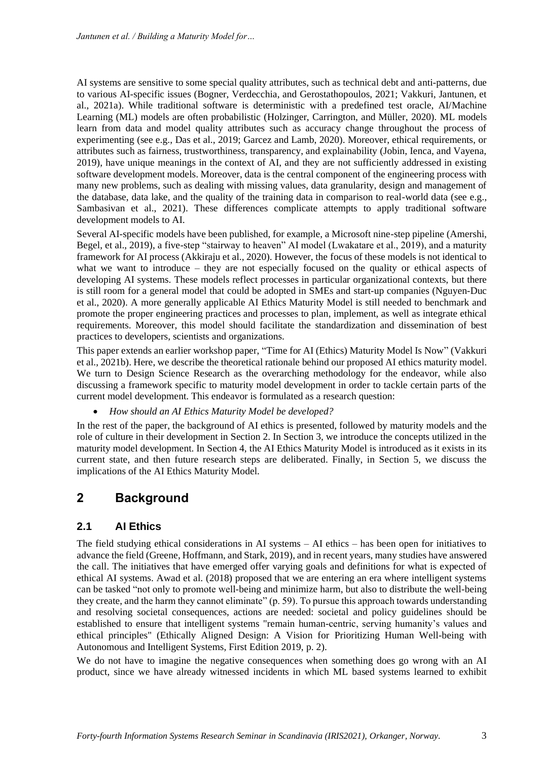AI systems are sensitive to some special quality attributes, such as technical debt and anti-patterns, due to various AI-specific issues (Bogner, Verdecchia, and Gerostathopoulos, 2021; Vakkuri, Jantunen, et al., 2021a). While traditional software is deterministic with a predefined test oracle, AI/Machine Learning (ML) models are often probabilistic (Holzinger, Carrington, and Müller, 2020). ML models learn from data and model quality attributes such as accuracy change throughout the process of experimenting (see e.g., Das et al., 2019; Garcez and Lamb, 2020). Moreover, ethical requirements, or attributes such as fairness, trustworthiness, transparency, and explainability (Jobin, Ienca, and Vayena, 2019), have unique meanings in the context of AI, and they are not sufficiently addressed in existing software development models. Moreover, data is the central component of the engineering process with many new problems, such as dealing with missing values, data granularity, design and management of the database, data lake, and the quality of the training data in comparison to real-world data (see e.g., Sambasivan et al., 2021). These differences complicate attempts to apply traditional software development models to AI.

Several AI-specific models have been published, for example, a Microsoft nine-step pipeline (Amershi, Begel, et al., 2019), a five-step "stairway to heaven" AI model (Lwakatare et al., 2019), and a maturity framework for AI process (Akkiraju et al., 2020). However, the focus of these models is not identical to what we want to introduce – they are not especially focused on the quality or ethical aspects of developing AI systems. These models reflect processes in particular organizational contexts, but there is still room for a general model that could be adopted in SMEs and start-up companies (Nguyen-Duc et al., 2020). A more generally applicable AI Ethics Maturity Model is still needed to benchmark and promote the proper engineering practices and processes to plan, implement, as well as integrate ethical requirements. Moreover, this model should facilitate the standardization and dissemination of best practices to developers, scientists and organizations.

This paper extends an earlier workshop paper, "Time for AI (Ethics) Maturity Model Is Now" (Vakkuri et al., 2021b). Here, we describe the theoretical rationale behind our proposed AI ethics maturity model. We turn to Design Science Research as the overarching methodology for the endeavor, while also discussing a framework specific to maturity model development in order to tackle certain parts of the current model development. This endeavor is formulated as a research question:

- *How should an AI Ethics Maturity Model be developed?*

In the rest of the paper, the background of AI ethics is presented, followed by maturity models and the role of culture in their development in Section 2. In Section 3, we introduce the concepts utilized in the maturity model development. In Section 4, the AI Ethics Maturity Model is introduced as it exists in its current state, and then future research steps are deliberated. Finally, in Section 5, we discuss the implications of the AI Ethics Maturity Model.

# 2 Background

## 2.1 AI Ethics

The field studying ethical considerations in AI systems – AI ethics – has been open for initiatives to advance the field (Greene, Hoffmann, and Stark, 2019), and in recent years, many studies have answered the call. The initiatives that have emerged offer varying goals and definitions for what is expected of ethical AI systems. Awad et al. (2018) proposed that we are entering an era where intelligent systems can be tasked "not only to promote well-being and minimize harm, but also to distribute the well-being they create, and the harm they cannot eliminate" (p. 59). To pursue this approach towards understanding and resolving societal consequences, actions are needed: societal and policy guidelines should be established to ensure that intelligent systems "remain human-centric, serving humanity's values and ethical principles" (Ethically Aligned Design: A Vision for Prioritizing Human Well-being with Autonomous and Intelligent Systems, First Edition 2019, p. 2).

We do not have to imagine the negative consequences when something does go wrong with an AI product, since we have already witnessed incidents in which ML based systems learned to exhibit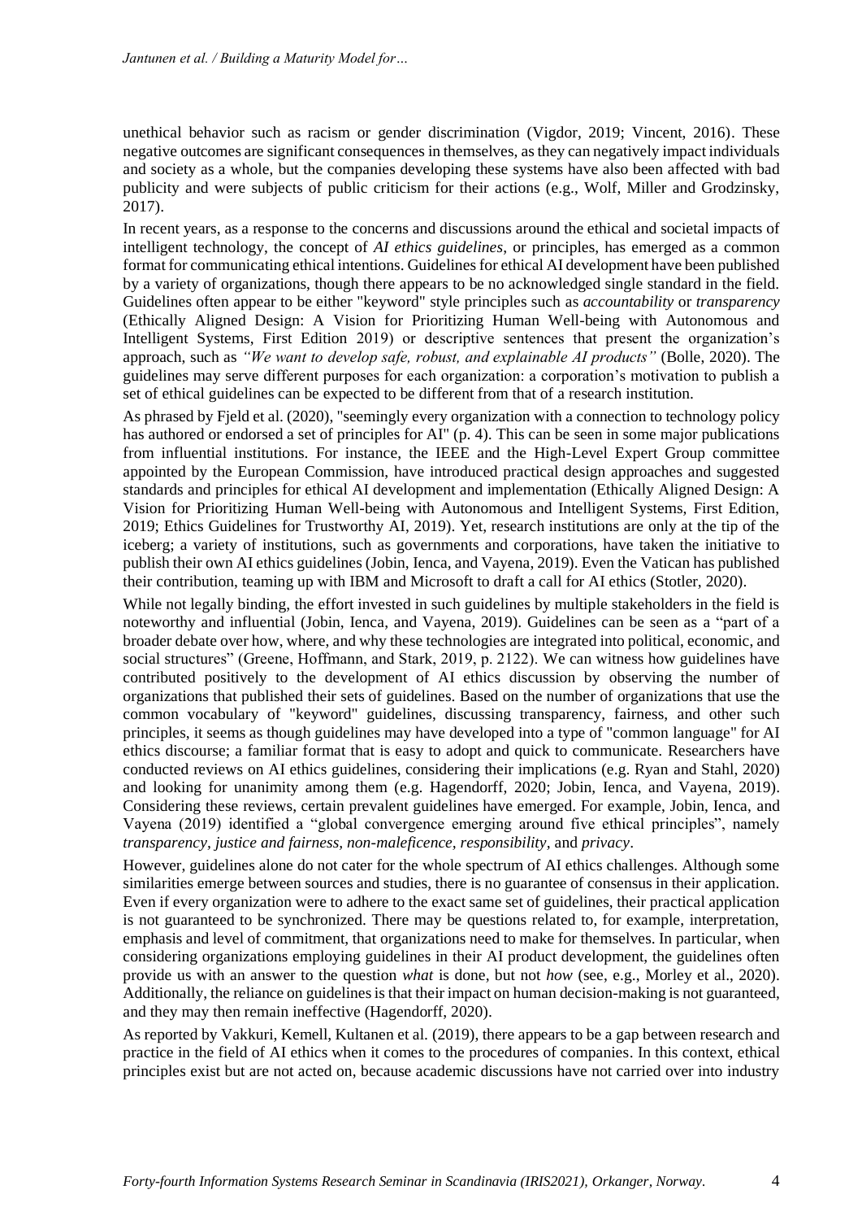unethical behavior such as racism or gender discrimination (Vigdor, 2019; Vincent, 2016). These negative outcomes are significant consequences in themselves, as they can negatively impact individuals and society as a whole, but the companies developing these systems have also been affected with bad publicity and were subjects of public criticism for their actions (e.g., Wolf, Miller and Grodzinsky, 2017).

In recent years, as a response to the concerns and discussions around the ethical and societal impacts of intelligent technology, the concept of *AI ethics guidelines*, or principles, has emerged as a common format for communicating ethical intentions. Guidelines for ethical AI development have been published by a variety of organizations, though there appears to be no acknowledged single standard in the field. Guidelines often appear to be either "keyword" style principles such as *accountability* or *transparency* (Ethically Aligned Design: A Vision for Prioritizing Human Well-being with Autonomous and Intelligent Systems, First Edition 2019) or descriptive sentences that present the organization's approach, such as *"We want to develop safe, robust, and explainable AI products"* (Bolle, 2020). The guidelines may serve different purposes for each organization: a corporation's motivation to publish a set of ethical guidelines can be expected to be different from that of a research institution.

As phrased by Fjeld et al. (2020), "seemingly every organization with a connection to technology policy has authored or endorsed a set of principles for AI" (p. 4). This can be seen in some major publications from influential institutions. For instance, the IEEE and the High-Level Expert Group committee appointed by the European Commission, have introduced practical design approaches and suggested standards and principles for ethical AI development and implementation (Ethically Aligned Design: A Vision for Prioritizing Human Well-being with Autonomous and Intelligent Systems, First Edition, 2019; Ethics Guidelines for Trustworthy AI, 2019). Yet, research institutions are only at the tip of the iceberg; a variety of institutions, such as governments and corporations, have taken the initiative to publish their own AI ethics guidelines (Jobin, Ienca, and Vayena, 2019). Even the Vatican has published their contribution, teaming up with IBM and Microsoft to draft a call for AI ethics (Stotler, 2020).

While not legally binding, the effort invested in such guidelines by multiple stakeholders in the field is noteworthy and influential (Jobin, Ienca, and Vayena, 2019). Guidelines can be seen as a "part of a broader debate over how, where, and why these technologies are integrated into political, economic, and social structures" (Greene, Hoffmann, and Stark, 2019, p. 2122). We can witness how guidelines have contributed positively to the development of AI ethics discussion by observing the number of organizations that published their sets of guidelines. Based on the number of organizations that use the common vocabulary of "keyword" guidelines, discussing transparency, fairness, and other such principles, it seems as though guidelines may have developed into a type of "common language" for AI ethics discourse; a familiar format that is easy to adopt and quick to communicate. Researchers have conducted reviews on AI ethics guidelines, considering their implications (e.g. Ryan and Stahl, 2020) and looking for unanimity among them (e.g. Hagendorff, 2020; Jobin, Ienca, and Vayena, 2019). Considering these reviews, certain prevalent guidelines have emerged. For example, Jobin, Ienca, and Vayena (2019) identified a "global convergence emerging around five ethical principles", namely *transparency, justice and fairness, non-maleficence, responsibility,* and *privacy*.

However, guidelines alone do not cater for the whole spectrum of AI ethics challenges. Although some similarities emerge between sources and studies, there is no guarantee of consensus in their application. Even if every organization were to adhere to the exact same set of guidelines, their practical application is not guaranteed to be synchronized. There may be questions related to, for example, interpretation, emphasis and level of commitment, that organizations need to make for themselves. In particular, when considering organizations employing guidelines in their AI product development, the guidelines often provide us with an answer to the question *what* is done, but not *how* (see, e.g., Morley et al., 2020). Additionally, the reliance on guidelines is that their impact on human decision-making is not guaranteed, and they may then remain ineffective (Hagendorff, 2020).

As reported by Vakkuri, Kemell, Kultanen et al. (2019), there appears to be a gap between research and practice in the field of AI ethics when it comes to the procedures of companies. In this context, ethical principles exist but are not acted on, because academic discussions have not carried over into industry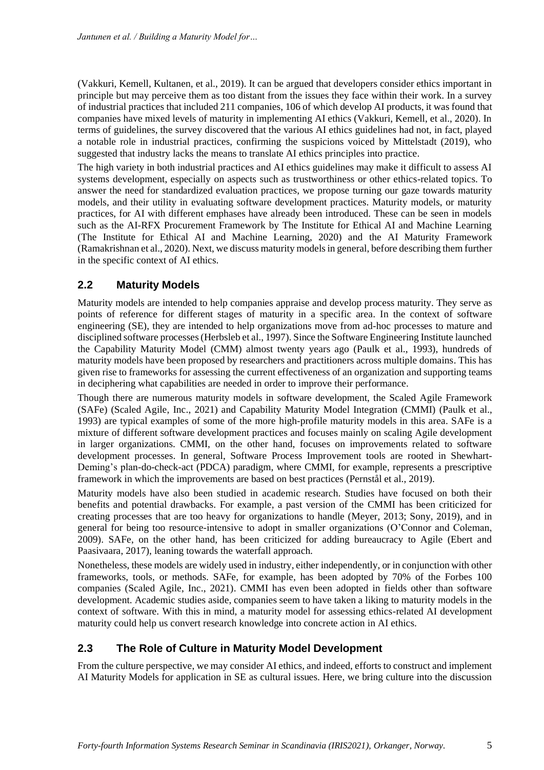(Vakkuri, Kemell, Kultanen, et al., 2019). It can be argued that developers consider ethics important in principle but may perceive them as too distant from the issues they face within their work. In a survey of industrial practices that included 211 companies, 106 of which develop AI products, it was found that companies have mixed levels of maturity in implementing AI ethics (Vakkuri, Kemell, et al., 2020). In terms of guidelines, the survey discovered that the various AI ethics guidelines had not, in fact, played a notable role in industrial practices, confirming the suspicions voiced by Mittelstadt (2019), who suggested that industry lacks the means to translate AI ethics principles into practice.

The high variety in both industrial practices and AI ethics guidelines may make it difficult to assess AI systems development, especially on aspects such as trustworthiness or other ethics-related topics. To answer the need for standardized evaluation practices, we propose turning our gaze towards maturity models, and their utility in evaluating software development practices. Maturity models, or maturity practices, for AI with different emphases have already been introduced. These can be seen in models such as the AI-RFX Procurement Framework by The Institute for Ethical AI and Machine Learning (The Institute for Ethical AI and Machine Learning, 2020) and the AI Maturity Framework (Ramakrishnan et al., 2020). Next, we discuss maturity models in general, before describing them further in the specific context of AI ethics.

## 2.2 Maturity Models

Maturity models are intended to help companies appraise and develop process maturity. They serve as points of reference for different stages of maturity in a specific area. In the context of software engineering (SE), they are intended to help organizations move from ad-hoc processes to mature and disciplined software processes (Herbsleb et al., 1997). Since the Software Engineering Institute launched the Capability Maturity Model (CMM) almost twenty years ago (Paulk et al., 1993), hundreds of maturity models have been proposed by researchers and practitioners across multiple domains. This has given rise to frameworks for assessing the current effectiveness of an organization and supporting teams in deciphering what capabilities are needed in order to improve their performance.

Though there are numerous maturity models in software development, the Scaled Agile Framework (SAFe) (Scaled Agile, Inc., 2021) and Capability Maturity Model Integration (CMMI) (Paulk et al., 1993) are typical examples of some of the more high-profile maturity models in this area. SAFe is a mixture of different software development practices and focuses mainly on scaling Agile development in larger organizations. CMMI, on the other hand, focuses on improvements related to software development processes. In general, Software Process Improvement tools are rooted in Shewhart-Deming's plan-do-check-act (PDCA) paradigm, where CMMI, for example, represents a prescriptive framework in which the improvements are based on best practices (Pernstål et al., 2019).

Maturity models have also been studied in academic research. Studies have focused on both their benefits and potential drawbacks. For example, a past version of the CMMI has been criticized for creating processes that are too heavy for organizations to handle (Meyer, 2013; Sony, 2019), and in general for being too resource-intensive to adopt in smaller organizations (O'Connor and Coleman, 2009). SAFe, on the other hand, has been criticized for adding bureaucracy to Agile (Ebert and Paasivaara, 2017), leaning towards the waterfall approach.

Nonetheless, these models are widely used in industry, either independently, or in conjunction with other frameworks, tools, or methods. SAFe, for example, has been adopted by 70% of the Forbes 100 companies (Scaled Agile, Inc., 2021). CMMI has even been adopted in fields other than software development. Academic studies aside, companies seem to have taken a liking to maturity models in the context of software. With this in mind, a maturity model for assessing ethics-related AI development maturity could help us convert research knowledge into concrete action in AI ethics.

## 2.3 The Role of Culture in Maturity Model Development

From the culture perspective, we may consider AI ethics, and indeed, efforts to construct and implement AI Maturity Models for application in SE as cultural issues. Here, we bring culture into the discussion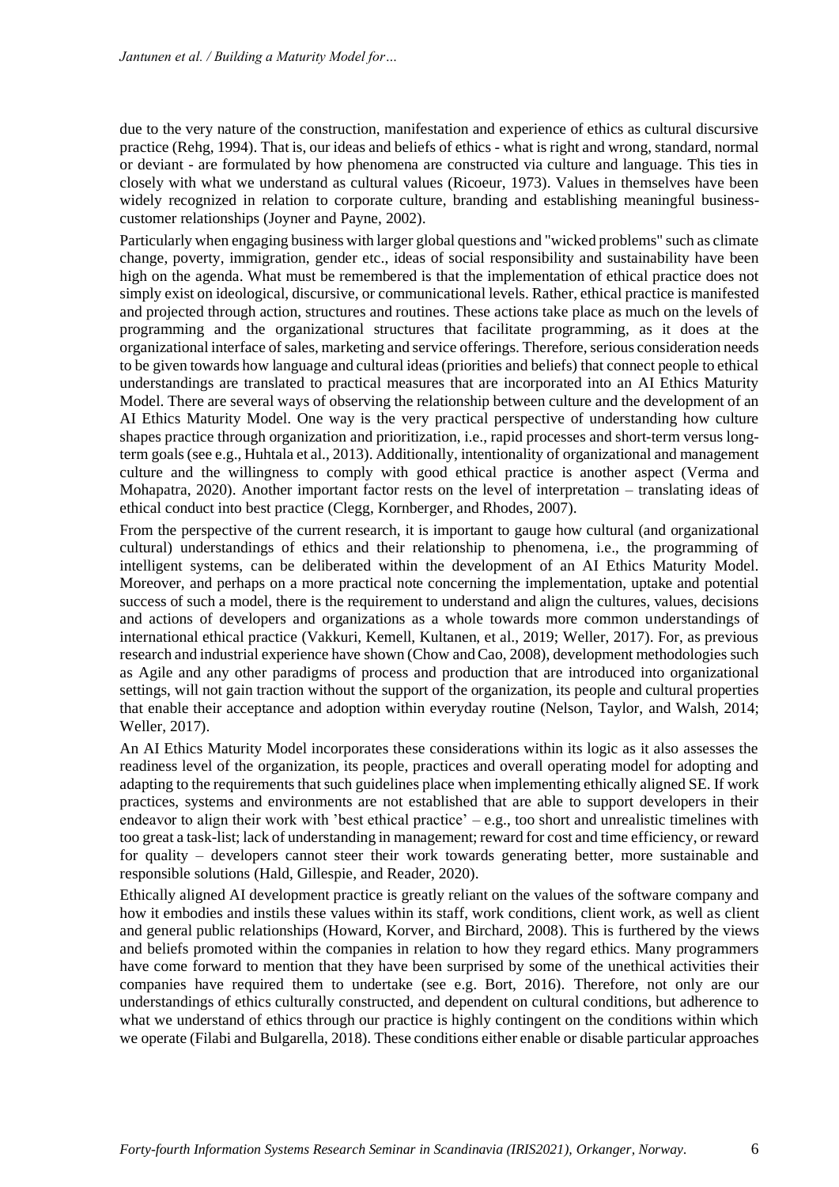due to the very nature of the construction, manifestation and experience of ethics as cultural discursive practice (Rehg, 1994). That is, our ideas and beliefs of ethics - what is right and wrong, standard, normal or deviant - are formulated by how phenomena are constructed via culture and language. This ties in closely with what we understand as cultural values (Ricoeur, 1973). Values in themselves have been widely recognized in relation to corporate culture, branding and establishing meaningful business-customer relationships (Joyner and Payne, 2002).

Particularly when engaging business with larger global questions and "wicked problems" such as climate change, poverty, immigration, gender etc., ideas of social responsibility and sustainability have been high on the agenda. What must be remembered is that the implementation of ethical practice does not simply exist on ideological, discursive, or communicational levels. Rather, ethical practice is manifested and projected through action, structures and routines. These actions take place as much on the levels of programming and the organizational structures that facilitate programming, as it does at the organizational interface of sales, marketing and service offerings. Therefore, serious consideration needs to be given towards how language and cultural ideas (priorities and beliefs) that connect people to ethical understandings are translated to practical measures that are incorporated into an AI Ethics Maturity Model. There are several ways of observing the relationship between culture and the development of an AI Ethics Maturity Model. One way is the very practical perspective of understanding how culture shapes practice through organization and prioritization, i.e., rapid processes and short-term versus long-term goals (see e.g., Huhtala et al., 2013). Additionally, intentionality of organizational and management culture and the willingness to comply with good ethical practice is another aspect (Verma and Mohapatra, 2020). Another important factor rests on the level of interpretation – translating ideas of ethical conduct into best practice (Clegg, Kornberger, and Rhodes, 2007).

From the perspective of the current research, it is important to gauge how cultural (and organizational cultural) understandings of ethics and their relationship to phenomena, i.e., the programming of intelligent systems, can be deliberated within the development of an AI Ethics Maturity Model. Moreover, and perhaps on a more practical note concerning the implementation, uptake and potential success of such a model, there is the requirement to understand and align the cultures, values, decisions and actions of developers and organizations as a whole towards more common understandings of international ethical practice (Vakkuri, Kemell, Kultanen, et al., 2019; Weller, 2017). For, as previous research and industrial experience have shown (Chow and Cao, 2008), development methodologies such as Agile and any other paradigms of process and production that are introduced into organizational settings, will not gain traction without the support of the organization, its people and cultural properties that enable their acceptance and adoption within everyday routine (Nelson, Taylor, and Walsh, 2014; Weller, 2017).

An AI Ethics Maturity Model incorporates these considerations within its logic as it also assesses the readiness level of the organization, its people, practices and overall operating model for adopting and adapting to the requirements that such guidelines place when implementing ethically aligned SE. If work practices, systems and environments are not established that are able to support developers in their endeavor to align their work with 'best ethical practice' – e.g., too short and unrealistic timelines with too great a task-list; lack of understanding in management; reward for cost and time efficiency, or reward for quality – developers cannot steer their work towards generating better, more sustainable and responsible solutions (Hald, Gillespie, and Reader, 2020).

Ethically aligned AI development practice is greatly reliant on the values of the software company and how it embodies and instils these values within its staff, work conditions, client work, as well as client and general public relationships (Howard, Korver, and Birchard, 2008). This is furthered by the views and beliefs promoted within the companies in relation to how they regard ethics. Many programmers have come forward to mention that they have been surprised by some of the unethical activities their companies have required them to undertake (see e.g. Bort, 2016). Therefore, not only are our understandings of ethics culturally constructed, and dependent on cultural conditions, but adherence to what we understand of ethics through our practice is highly contingent on the conditions within which we operate (Filabi and Bulgarella, 2018). These conditions either enable or disable particular approaches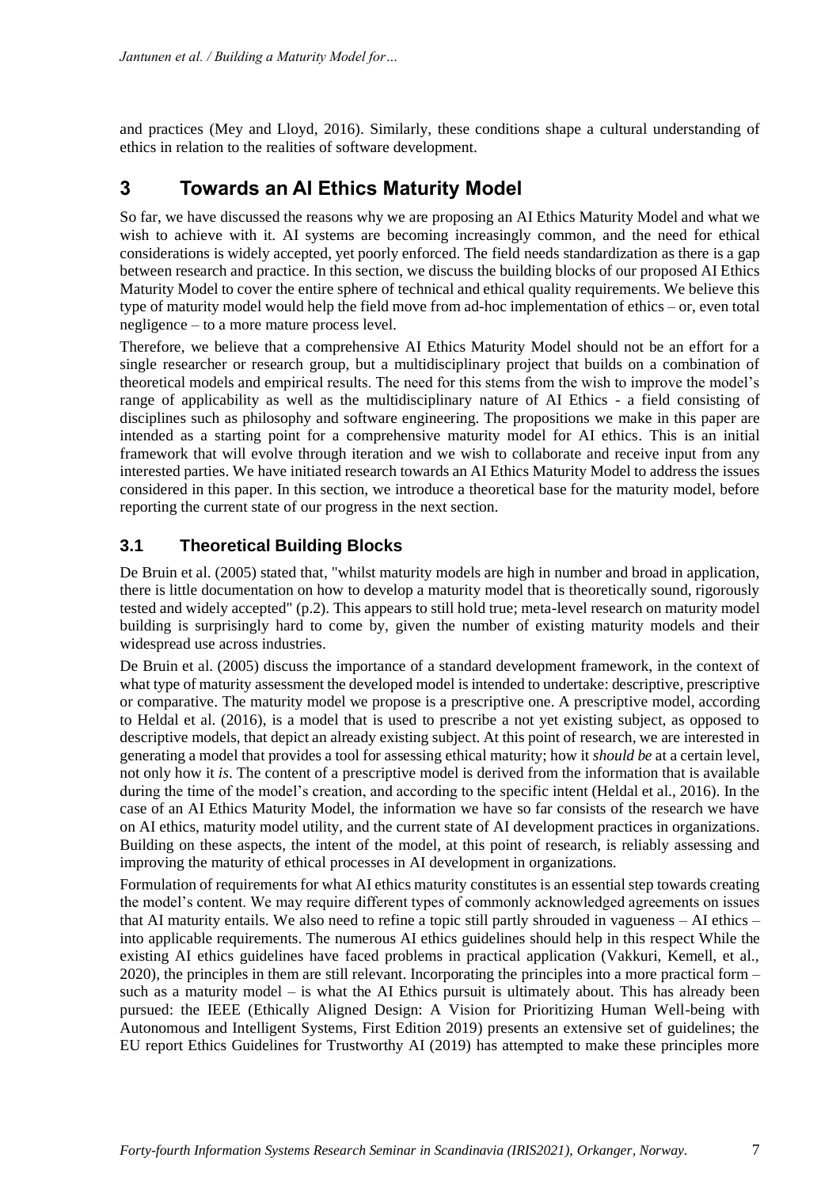and practices (Mey and Lloyd, 2016). Similarly, these conditions shape a cultural understanding of ethics in relation to the realities of software development.

# 3 Towards an AI Ethics Maturity Model

So far, we have discussed the reasons why we are proposing an AI Ethics Maturity Model and what we wish to achieve with it. AI systems are becoming increasingly common, and the need for ethical considerations is widely accepted, yet poorly enforced. The field needs standardization as there is a gap between research and practice. In this section, we discuss the building blocks of our proposed AI Ethics Maturity Model to cover the entire sphere of technical and ethical quality requirements. We believe this type of maturity model would help the field move from ad-hoc implementation of ethics – or, even total negligence – to a more mature process level.

Therefore, we believe that a comprehensive AI Ethics Maturity Model should not be an effort for a single researcher or research group, but a multidisciplinary project that builds on a combination of theoretical models and empirical results. The need for this stems from the wish to improve the model's range of applicability as well as the multidisciplinary nature of AI Ethics - a field consisting of disciplines such as philosophy and software engineering. The propositions we make in this paper are intended as a starting point for a comprehensive maturity model for AI ethics. This is an initial framework that will evolve through iteration and we wish to collaborate and receive input from any interested parties. We have initiated research towards an AI Ethics Maturity Model to address the issues considered in this paper. In this section, we introduce a theoretical base for the maturity model, before reporting the current state of our progress in the next section.

## 3.1 Theoretical Building Blocks

De Bruin et al. (2005) stated that, "whilst maturity models are high in number and broad in application, there is little documentation on how to develop a maturity model that is theoretically sound, rigorously tested and widely accepted" (p.2). This appears to still hold true; meta-level research on maturity model building is surprisingly hard to come by, given the number of existing maturity models and their widespread use across industries.

De Bruin et al. (2005) discuss the importance of a standard development framework, in the context of what type of maturity assessment the developed model is intended to undertake: descriptive, prescriptive or comparative. The maturity model we propose is a prescriptive one. A prescriptive model, according to Heldal et al. (2016), is a model that is used to prescribe a not yet existing subject, as opposed to descriptive models, that depict an already existing subject. At this point of research, we are interested in generating a model that provides a tool for assessing ethical maturity; how it *should be* at a certain level, not only how it *is*. The content of a prescriptive model is derived from the information that is available during the time of the model's creation, and according to the specific intent (Heldal et al., 2016). In the case of an AI Ethics Maturity Model, the information we have so far consists of the research we have on AI ethics, maturity model utility, and the current state of AI development practices in organizations. Building on these aspects, the intent of the model, at this point of research, is reliably assessing and improving the maturity of ethical processes in AI development in organizations.

Formulation of requirements for what AI ethics maturity constitutes is an essential step towards creating the model's content. We may require different types of commonly acknowledged agreements on issues that AI maturity entails. We also need to refine a topic still partly shrouded in vagueness – AI ethics – into applicable requirements. The numerous AI ethics guidelines should help in this respect While the existing AI ethics guidelines have faced problems in practical application (Vakkuri, Kemell, et al., 2020), the principles in them are still relevant. Incorporating the principles into a more practical form – such as a maturity model – is what the AI Ethics pursuit is ultimately about. This has already been pursued: the IEEE (Ethically Aligned Design: A Vision for Prioritizing Human Well-being with Autonomous and Intelligent Systems, First Edition 2019) presents an extensive set of guidelines; the EU report Ethics Guidelines for Trustworthy AI (2019) has attempted to make these principles more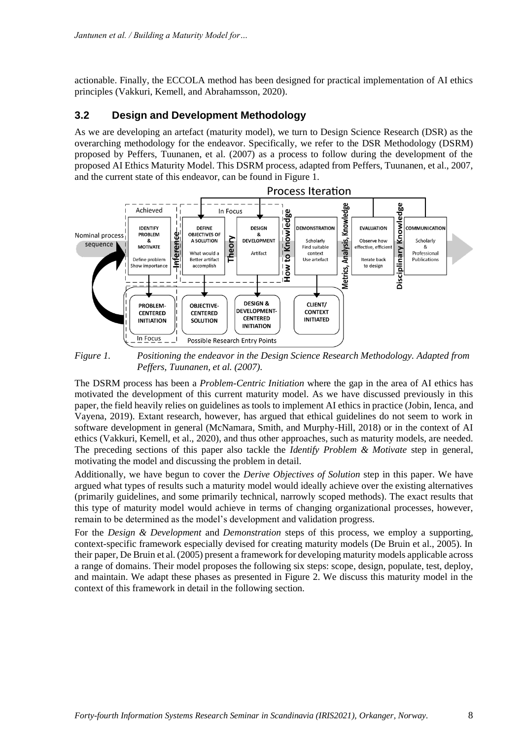actionable. Finally, the ECCOLA method has been designed for practical implementation of AI ethics principles (Vakkuri, Kemell, and Abrahamsson, 2020).

## 3.2 Design and Development Methodology

As we are developing an artefact (maturity model), we turn to Design Science Research (DSR) as the overarching methodology for the endeavor. Specifically, we refer to the DSR Methodology (DSRM) proposed by Peffers, Tuunanen, et al. (2007) as a process to follow during the development of the proposed AI Ethics Maturity Model. This DSRM process, adapted from Peffers, Tuunanen, et al., 2007, and the current state of this endeavor, can be found in Figure 1.

*Figure 1. Positioning the endeavor in the Design Science Research Methodology. Adapted from Peffers, Tuunanen, et al. (2007).*

The DSRM process has been a *Problem-Centric Initiation* where the gap in the area of AI ethics has motivated the development of this current maturity model. As we have discussed previously in this paper, the field heavily relies on guidelines as tools to implement AI ethics in practice (Jobin, Ienca, and Vayena, 2019). Extant research, however, has argued that ethical guidelines do not seem to work in software development in general (McNamara, Smith, and Murphy-Hill, 2018) or in the context of AI ethics (Vakkuri, Kemell, et al., 2020), and thus other approaches, such as maturity models, are needed. The preceding sections of this paper also tackle the *Identify Problem & Motivate* step in general, motivating the model and discussing the problem in detail.

Additionally, we have begun to cover the *Derive Objectives of Solution* step in this paper. We have argued what types of results such a maturity model would ideally achieve over the existing alternatives (primarily guidelines, and some primarily technical, narrowly scoped methods). The exact results that this type of maturity model would achieve in terms of changing organizational processes, however, remain to be determined as the model's development and validation progress.

For the *Design & Development* and *Demonstration* steps of this process, we employ a supporting, context-specific framework especially devised for creating maturity models (De Bruin et al., 2005). In their paper, De Bruin et al. (2005) present a framework for developing maturity models applicable across a range of domains. Their model proposes the following six steps: scope, design, populate, test, deploy, and maintain. We adapt these phases as presented in Figure 2. We discuss this maturity model in the context of this framework in detail in the following section.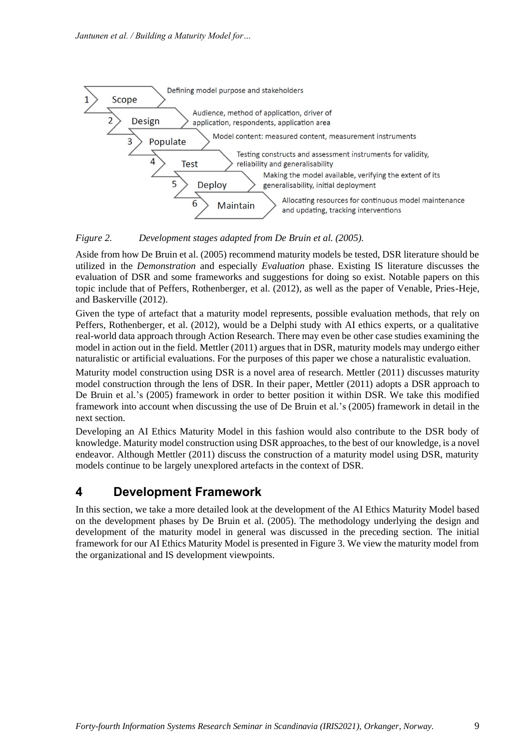1 Scope — Defining model purpose and stakeholders

2 Design — Audience, method of application, driver of application, respondents, application area

3 Populate — Model content: measured content, measurement instruments

4 Test — Testing constructs and assessment instruments for validity, reliability and generalisability

5 Deploy — Making the model available, verifying the extent of its generalisability, initial deployment

6 Maintain — Allocating resources for continuous model maintenance and updating, tracking interventions

*Figure 2. Development stages adapted from De Bruin et al. (2005).*

Aside from how De Bruin et al. (2005) recommend maturity models be tested, DSR literature should be utilized in the *Demonstration* and especially *Evaluation* phase. Existing IS literature discusses the evaluation of DSR and some frameworks and suggestions for doing so exist. Notable papers on this topic include that of Peffers, Rothenberger, et al. (2012), as well as the paper of Venable, Pries-Heje, and Baskerville (2012).

Given the type of artefact that a maturity model represents, possible evaluation methods, that rely on Peffers, Rothenberger, et al. (2012), would be a Delphi study with AI ethics experts, or a qualitative real-world data approach through Action Research. There may even be other case studies examining the model in action out in the field. Mettler (2011) argues that in DSR, maturity models may undergo either naturalistic or artificial evaluations. For the purposes of this paper we chose a naturalistic evaluation.

Maturity model construction using DSR is a novel area of research. Mettler (2011) discusses maturity model construction through the lens of DSR. In their paper, Mettler (2011) adopts a DSR approach to De Bruin et al.'s (2005) framework in order to better position it within DSR. We take this modified framework into account when discussing the use of De Bruin et al.'s (2005) framework in detail in the next section.

Developing an AI Ethics Maturity Model in this fashion would also contribute to the DSR body of knowledge. Maturity model construction using DSR approaches, to the best of our knowledge, is a novel endeavor. Although Mettler (2011) discuss the construction of a maturity model using DSR, maturity models continue to be largely unexplored artefacts in the context of DSR.

## 4 Development Framework

In this section, we take a more detailed look at the development of the AI Ethics Maturity Model based on the development phases by De Bruin et al. (2005). The methodology underlying the design and development of the maturity model in general was discussed in the preceding section. The initial framework for our AI Ethics Maturity Model is presented in Figure 3. We view the maturity model from the organizational and IS development viewpoints.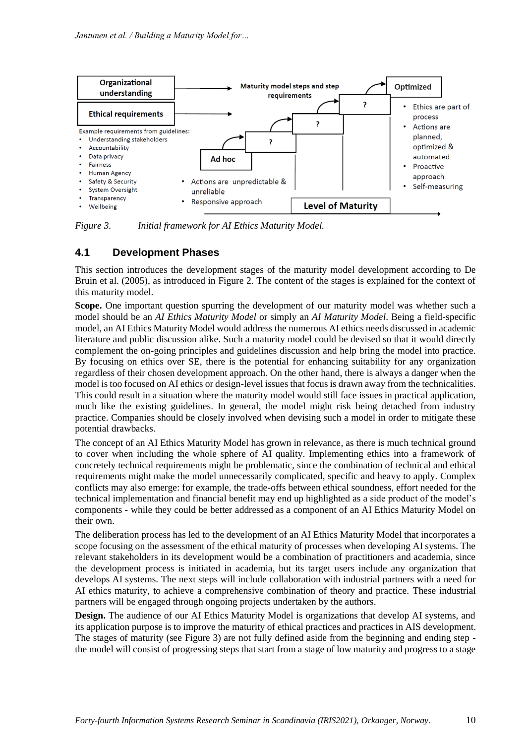Organizational understanding

Ethical requirements

Example requirements from guidelines:

- Understanding stakeholders
- Accountability
- Data privacy
- Fairness
- Human Agency
- Safety & Security
- System Oversight
- Transparency
- Wellbeing

Maturity model steps and step requirements

Ad hoc

- Actions are unpredictable & unreliable
- Responsive approach

?

?

?

Optimized

- Ethics are part of process
- Actions are planned, optimized & automated
- Proactive approach
- Self-measuring

Level of Maturity

*Figure 3. Initial framework for AI Ethics Maturity Model.*

## 4.1 Development Phases

This section introduces the development stages of the maturity model development according to De Bruin et al. (2005), as introduced in Figure 2. The content of the stages is explained for the context of this maturity model.

**Scope.** One important question spurring the development of our maturity model was whether such a model should be an *AI Ethics Maturity Model* or simply an *AI Maturity Model*. Being a field-specific model, an AI Ethics Maturity Model would address the numerous AI ethics needs discussed in academic literature and public discussion alike. Such a maturity model could be devised so that it would directly complement the on-going principles and guidelines discussion and help bring the model into practice. By focusing on ethics over SE, there is the potential for enhancing suitability for any organization regardless of their chosen development approach. On the other hand, there is always a danger when the model is too focused on AI ethics or design-level issues that focus is drawn away from the technicalities. This could result in a situation where the maturity model would still face issues in practical application, much like the existing guidelines. In general, the model might risk being detached from industry practice. Companies should be closely involved when devising such a model in order to mitigate these potential drawbacks.

The concept of an AI Ethics Maturity Model has grown in relevance, as there is much technical ground to cover when including the whole sphere of AI quality. Implementing ethics into a framework of concretely technical requirements might be problematic, since the combination of technical and ethical requirements might make the model unnecessarily complicated, specific and heavy to apply. Complex conflicts may also emerge: for example, the trade-offs between ethical soundness, effort needed for the technical implementation and financial benefit may end up highlighted as a side product of the model's components - while they could be better addressed as a component of an AI Ethics Maturity Model on their own.

The deliberation process has led to the development of an AI Ethics Maturity Model that incorporates a scope focusing on the assessment of the ethical maturity of processes when developing AI systems. The relevant stakeholders in its development would be a combination of practitioners and academia, since the development process is initiated in academia, but its target users include any organization that develops AI systems. The next steps will include collaboration with industrial partners with a need for AI ethics maturity, to achieve a comprehensive combination of theory and practice. These industrial partners will be engaged through ongoing projects undertaken by the authors.

**Design.** The audience of our AI Ethics Maturity Model is organizations that develop AI systems, and its application purpose is to improve the maturity of ethical practices and practices in AIS development. The stages of maturity (see Figure 3) are not fully defined aside from the beginning and ending step - the model will consist of progressing steps that start from a stage of low maturity and progress to a stage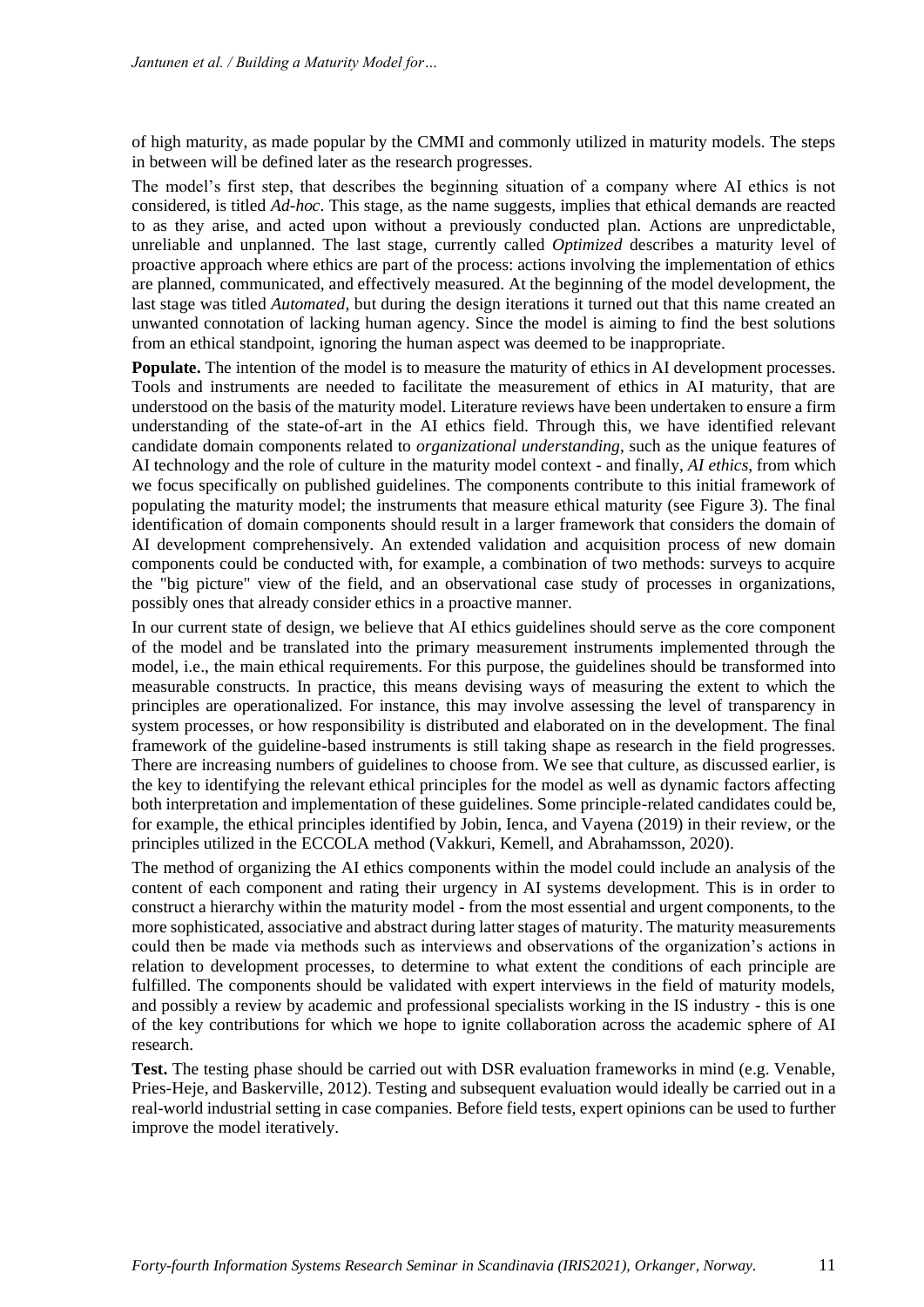of high maturity, as made popular by the CMMI and commonly utilized in maturity models. The steps in between will be defined later as the research progresses.

The model's first step, that describes the beginning situation of a company where AI ethics is not considered, is titled *Ad-hoc*. This stage, as the name suggests, implies that ethical demands are reacted to as they arise, and acted upon without a previously conducted plan. Actions are unpredictable, unreliable and unplanned. The last stage, currently called *Optimized* describes a maturity level of proactive approach where ethics are part of the process: actions involving the implementation of ethics are planned, communicated, and effectively measured. At the beginning of the model development, the last stage was titled *Automated*, but during the design iterations it turned out that this name created an unwanted connotation of lacking human agency. Since the model is aiming to find the best solutions from an ethical standpoint, ignoring the human aspect was deemed to be inappropriate.

**Populate.** The intention of the model is to measure the maturity of ethics in AI development processes. Tools and instruments are needed to facilitate the measurement of ethics in AI maturity, that are understood on the basis of the maturity model. Literature reviews have been undertaken to ensure a firm understanding of the state-of-art in the AI ethics field. Through this, we have identified relevant candidate domain components related to *organizational understanding*, such as the unique features of AI technology and the role of culture in the maturity model context - and finally, *AI ethics*, from which we focus specifically on published guidelines. The components contribute to this initial framework of populating the maturity model; the instruments that measure ethical maturity (see Figure 3). The final identification of domain components should result in a larger framework that considers the domain of AI development comprehensively. An extended validation and acquisition process of new domain components could be conducted with, for example, a combination of two methods: surveys to acquire the "big picture" view of the field, and an observational case study of processes in organizations, possibly ones that already consider ethics in a proactive manner.

In our current state of design, we believe that AI ethics guidelines should serve as the core component of the model and be translated into the primary measurement instruments implemented through the model, i.e., the main ethical requirements. For this purpose, the guidelines should be transformed into measurable constructs. In practice, this means devising ways of measuring the extent to which the principles are operationalized. For instance, this may involve assessing the level of transparency in system processes, or how responsibility is distributed and elaborated on in the development. The final framework of the guideline-based instruments is still taking shape as research in the field progresses. There are increasing numbers of guidelines to choose from. We see that culture, as discussed earlier, is the key to identifying the relevant ethical principles for the model as well as dynamic factors affecting both interpretation and implementation of these guidelines. Some principle-related candidates could be, for example, the ethical principles identified by Jobin, Ienca, and Vayena (2019) in their review, or the principles utilized in the ECCOLA method (Vakkuri, Kemell, and Abrahamsson, 2020).

The method of organizing the AI ethics components within the model could include an analysis of the content of each component and rating their urgency in AI systems development. This is in order to construct a hierarchy within the maturity model - from the most essential and urgent components, to the more sophisticated, associative and abstract during latter stages of maturity. The maturity measurements could then be made via methods such as interviews and observations of the organization's actions in relation to development processes, to determine to what extent the conditions of each principle are fulfilled. The components should be validated with expert interviews in the field of maturity models, and possibly a review by academic and professional specialists working in the IS industry - this is one of the key contributions for which we hope to ignite collaboration across the academic sphere of AI research.

**Test.** The testing phase should be carried out with DSR evaluation frameworks in mind (e.g. Venable, Pries-Heje, and Baskerville, 2012). Testing and subsequent evaluation would ideally be carried out in a real-world industrial setting in case companies. Before field tests, expert opinions can be used to further improve the model iteratively.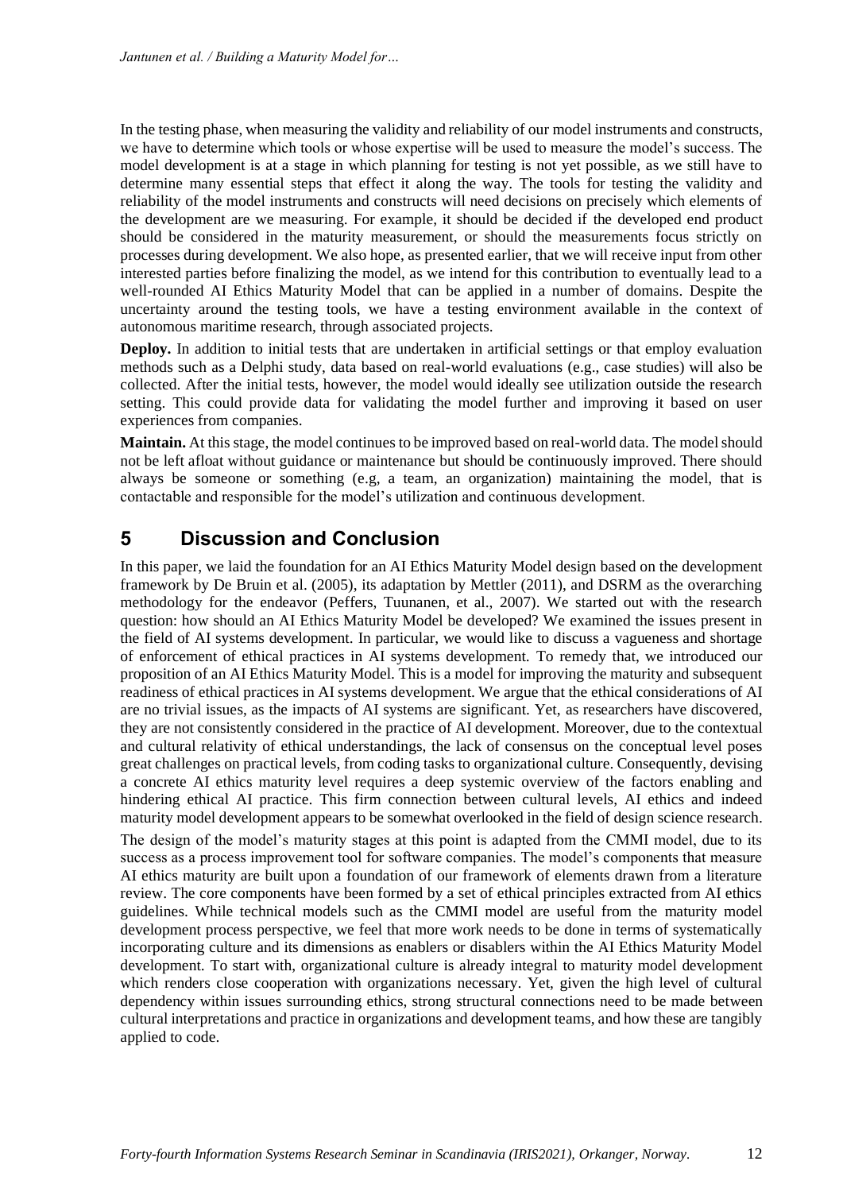In the testing phase, when measuring the validity and reliability of our model instruments and constructs, we have to determine which tools or whose expertise will be used to measure the model's success. The model development is at a stage in which planning for testing is not yet possible, as we still have to determine many essential steps that effect it along the way. The tools for testing the validity and reliability of the model instruments and constructs will need decisions on precisely which elements of the development are we measuring. For example, it should be decided if the developed end product should be considered in the maturity measurement, or should the measurements focus strictly on processes during development. We also hope, as presented earlier, that we will receive input from other interested parties before finalizing the model, as we intend for this contribution to eventually lead to a well-rounded AI Ethics Maturity Model that can be applied in a number of domains. Despite the uncertainty around the testing tools, we have a testing environment available in the context of autonomous maritime research, through associated projects.

**Deploy.** In addition to initial tests that are undertaken in artificial settings or that employ evaluation methods such as a Delphi study, data based on real-world evaluations (e.g., case studies) will also be collected. After the initial tests, however, the model would ideally see utilization outside the research setting. This could provide data for validating the model further and improving it based on user experiences from companies.

**Maintain.** At this stage, the model continues to be improved based on real-world data. The model should not be left afloat without guidance or maintenance but should be continuously improved. There should always be someone or something (e.g, a team, an organization) maintaining the model, that is contactable and responsible for the model's utilization and continuous development.

# 5 Discussion and Conclusion

In this paper, we laid the foundation for an AI Ethics Maturity Model design based on the development framework by De Bruin et al. (2005), its adaptation by Mettler (2011), and DSRM as the overarching methodology for the endeavor (Peffers, Tuunanen, et al., 2007). We started out with the research question: how should an AI Ethics Maturity Model be developed? We examined the issues present in the field of AI systems development. In particular, we would like to discuss a vagueness and shortage of enforcement of ethical practices in AI systems development. To remedy that, we introduced our proposition of an AI Ethics Maturity Model. This is a model for improving the maturity and subsequent readiness of ethical practices in AI systems development. We argue that the ethical considerations of AI are no trivial issues, as the impacts of AI systems are significant. Yet, as researchers have discovered, they are not consistently considered in the practice of AI development. Moreover, due to the contextual and cultural relativity of ethical understandings, the lack of consensus on the conceptual level poses great challenges on practical levels, from coding tasks to organizational culture. Consequently, devising a concrete AI ethics maturity level requires a deep systemic overview of the factors enabling and hindering ethical AI practice. This firm connection between cultural levels, AI ethics and indeed maturity model development appears to be somewhat overlooked in the field of design science research.

The design of the model's maturity stages at this point is adapted from the CMMI model, due to its success as a process improvement tool for software companies. The model's components that measure AI ethics maturity are built upon a foundation of our framework of elements drawn from a literature review. The core components have been formed by a set of ethical principles extracted from AI ethics guidelines. While technical models such as the CMMI model are useful from the maturity model development process perspective, we feel that more work needs to be done in terms of systematically incorporating culture and its dimensions as enablers or disablers within the AI Ethics Maturity Model development. To start with, organizational culture is already integral to maturity model development which renders close cooperation with organizations necessary. Yet, given the high level of cultural dependency within issues surrounding ethics, strong structural connections need to be made between cultural interpretations and practice in organizations and development teams, and how these are tangibly applied to code.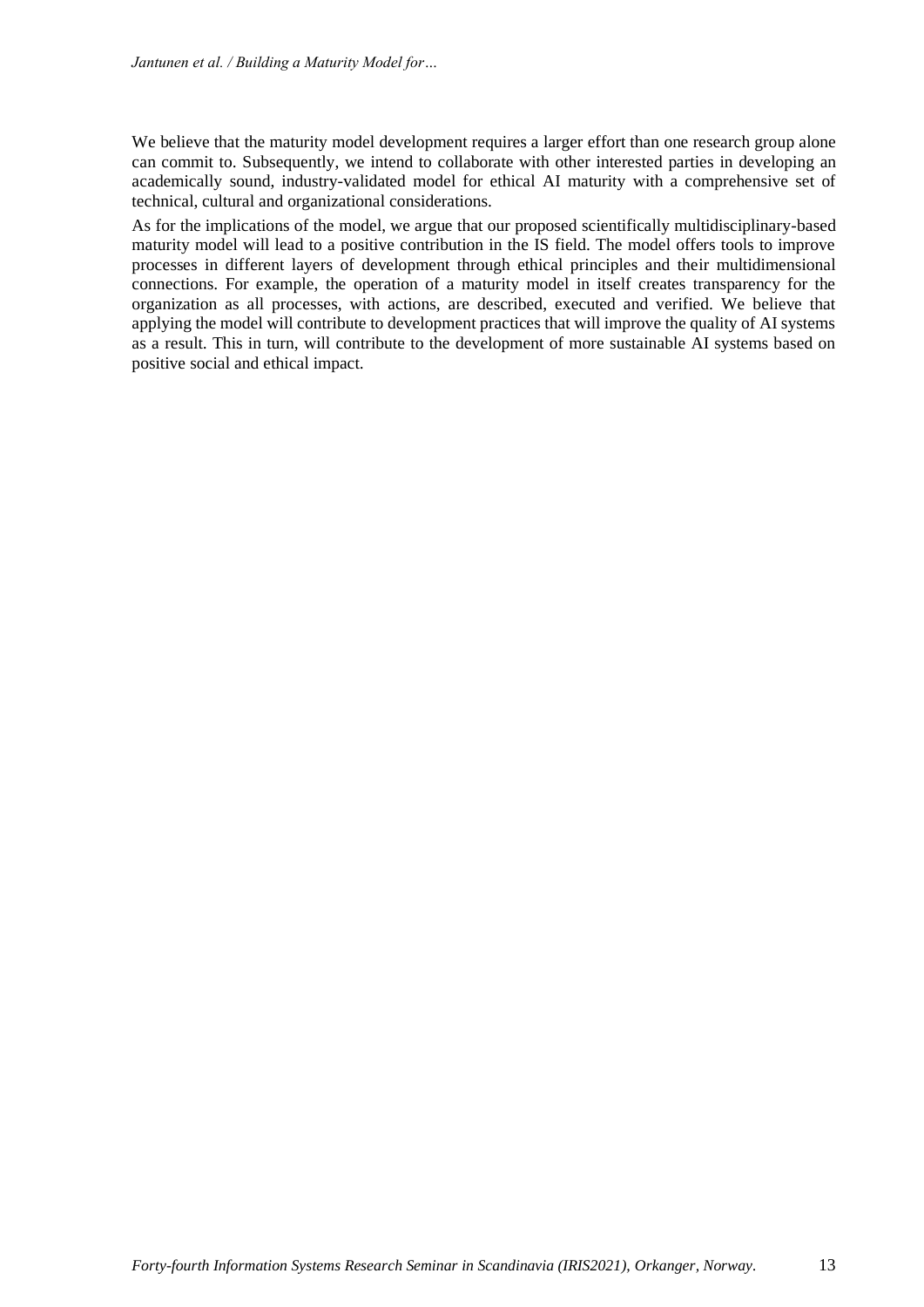We believe that the maturity model development requires a larger effort than one research group alone can commit to. Subsequently, we intend to collaborate with other interested parties in developing an academically sound, industry-validated model for ethical AI maturity with a comprehensive set of technical, cultural and organizational considerations.

As for the implications of the model, we argue that our proposed scientifically multidisciplinary-based maturity model will lead to a positive contribution in the IS field. The model offers tools to improve processes in different layers of development through ethical principles and their multidimensional connections. For example, the operation of a maturity model in itself creates transparency for the organization as all processes, with actions, are described, executed and verified. We believe that applying the model will contribute to development practices that will improve the quality of AI systems as a result. This in turn, will contribute to the development of more sustainable AI systems based on positive social and ethical impact.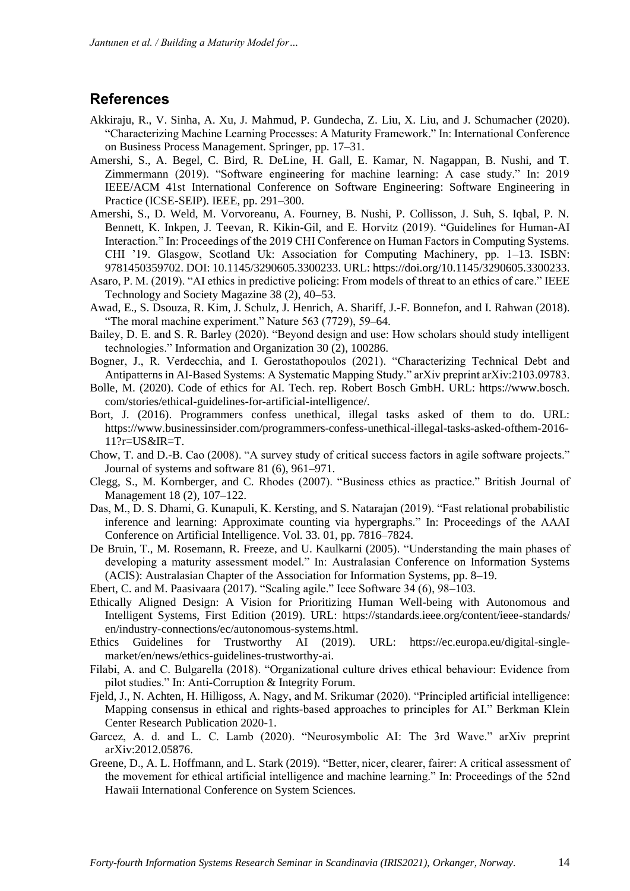## References

Akkiraju, R., V. Sinha, A. Xu, J. Mahmud, P. Gundecha, Z. Liu, X. Liu, and J. Schumacher (2020). "Characterizing Machine Learning Processes: A Maturity Framework." In: International Conference on Business Process Management. Springer, pp. 17–31.

Amershi, S., A. Begel, C. Bird, R. DeLine, H. Gall, E. Kamar, N. Nagappan, B. Nushi, and T. Zimmermann (2019). "Software engineering for machine learning: A case study." In: 2019 IEEE/ACM 41st International Conference on Software Engineering: Software Engineering in Practice (ICSE-SEIP). IEEE, pp. 291–300.

Amershi, S., D. Weld, M. Vorvoreanu, A. Fourney, B. Nushi, P. Collisson, J. Suh, S. Iqbal, P. N. Bennett, K. Inkpen, J. Teevan, R. Kikin-Gil, and E. Horvitz (2019). "Guidelines for Human-AI Interaction." In: Proceedings of the 2019 CHI Conference on Human Factors in Computing Systems. CHI '19. Glasgow, Scotland Uk: Association for Computing Machinery, pp. 1–13. ISBN: 9781450359702. DOI: 10.1145/3290605.3300233. URL: https://doi.org/10.1145/3290605.3300233.

Asaro, P. M. (2019). "AI ethics in predictive policing: From models of threat to an ethics of care." IEEE Technology and Society Magazine 38 (2), 40–53.

Awad, E., S. Dsouza, R. Kim, J. Schulz, J. Henrich, A. Shariff, J.-F. Bonnefon, and I. Rahwan (2018). "The moral machine experiment." Nature 563 (7729), 59–64.

Bailey, D. E. and S. R. Barley (2020). "Beyond design and use: How scholars should study intelligent technologies." Information and Organization 30 (2), 100286.

Bogner, J., R. Verdecchia, and I. Gerostathopoulos (2021). "Characterizing Technical Debt and Antipatterns in AI-Based Systems: A Systematic Mapping Study." arXiv preprint arXiv:2103.09783.

Bolle, M. (2020). Code of ethics for AI. Tech. rep. Robert Bosch GmbH. URL: https://www.bosch.com/stories/ethical-guidelines-for-artificial-intelligence/.

Bort, J. (2016). Programmers confess unethical, illegal tasks asked of them to do. URL: https://www.businessinsider.com/programmers-confess-unethical-illegal-tasks-asked-ofthem-2016-11?r=US&IR=T.

Chow, T. and D.-B. Cao (2008). "A survey study of critical success factors in agile software projects." Journal of systems and software 81 (6), 961–971.

Clegg, S., M. Kornberger, and C. Rhodes (2007). "Business ethics as practice." British Journal of Management 18 (2), 107–122.

Das, M., D. S. Dhami, G. Kunapuli, K. Kersting, and S. Natarajan (2019). "Fast relational probabilistic inference and learning: Approximate counting via hypergraphs." In: Proceedings of the AAAI Conference on Artificial Intelligence. Vol. 33. 01, pp. 7816–7824.

De Bruin, T., M. Rosemann, R. Freeze, and U. Kaulkarni (2005). "Understanding the main phases of developing a maturity assessment model." In: Australasian Conference on Information Systems (ACIS): Australasian Chapter of the Association for Information Systems, pp. 8–19.

Ebert, C. and M. Paasivaara (2017). "Scaling agile." Ieee Software 34 (6), 98–103.

Ethically Aligned Design: A Vision for Prioritizing Human Well-being with Autonomous and Intelligent Systems, First Edition (2019). URL: https://standards.ieee.org/content/ieee-standards/en/industry-connections/ec/autonomous-systems.html.

Ethics Guidelines for Trustworthy AI (2019). URL: https://ec.europa.eu/digital-single-market/en/news/ethics-guidelines-trustworthy-ai.

Filabi, A. and C. Bulgarella (2018). "Organizational culture drives ethical behaviour: Evidence from pilot studies." In: Anti-Corruption & Integrity Forum.

Fjeld, J., N. Achten, H. Hilligoss, A. Nagy, and M. Srikumar (2020). "Principled artificial intelligence: Mapping consensus in ethical and rights-based approaches to principles for AI." Berkman Klein Center Research Publication 2020-1.

Garcez, A. d. and L. C. Lamb (2020). "Neurosymbolic AI: The 3rd Wave." arXiv preprint arXiv:2012.05876.

Greene, D., A. L. Hoffmann, and L. Stark (2019). "Better, nicer, clearer, fairer: A critical assessment of the movement for ethical artificial intelligence and machine learning." In: Proceedings of the 52nd Hawaii International Conference on System Sciences.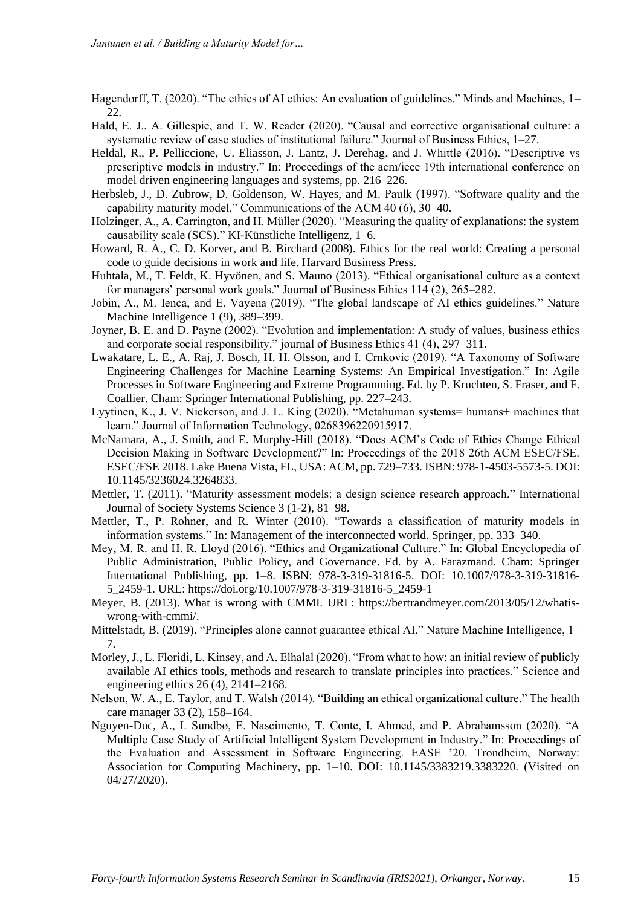Hagendorff, T. (2020). “The ethics of AI ethics: An evaluation of guidelines.” Minds and Machines, 1–22.

Hald, E. J., A. Gillespie, and T. W. Reader (2020). “Causal and corrective organisational culture: a systematic review of case studies of institutional failure.” Journal of Business Ethics, 1–27.

Heldal, R., P. Pelliccione, U. Eliasson, J. Lantz, J. Derehag, and J. Whittle (2016). “Descriptive vs prescriptive models in industry.” In: Proceedings of the acm/ieee 19th international conference on model driven engineering languages and systems, pp. 216–226.

Herbsleb, J., D. Zubrow, D. Goldenson, W. Hayes, and M. Paulk (1997). “Software quality and the capability maturity model.” Communications of the ACM 40 (6), 30–40.

Holzinger, A., A. Carrington, and H. Müller (2020). “Measuring the quality of explanations: the system causability scale (SCS).” KI-Künstliche Intelligenz, 1–6.

Howard, R. A., C. D. Korver, and B. Birchard (2008). Ethics for the real world: Creating a personal code to guide decisions in work and life. Harvard Business Press.

Huhtala, M., T. Feldt, K. Hyvönen, and S. Mauno (2013). “Ethical organisational culture as a context for managers' personal work goals.” Journal of Business Ethics 114 (2), 265–282.

Jobin, A., M. Ienca, and E. Vayena (2019). “The global landscape of AI ethics guidelines.” Nature Machine Intelligence 1 (9), 389–399.

Joyner, B. E. and D. Payne (2002). “Evolution and implementation: A study of values, business ethics and corporate social responsibility.” journal of Business Ethics 41 (4), 297–311.

Lwakatare, L. E., A. Raj, J. Bosch, H. H. Olsson, and I. Crnkovic (2019). “A Taxonomy of Software Engineering Challenges for Machine Learning Systems: An Empirical Investigation.” In: Agile Processes in Software Engineering and Extreme Programming. Ed. by P. Kruchten, S. Fraser, and F. Coallier. Cham: Springer International Publishing, pp. 227–243.

Lyytinen, K., J. V. Nickerson, and J. L. King (2020). “Metahuman systems= humans+ machines that learn.” Journal of Information Technology, 0268396220915917.

McNamara, A., J. Smith, and E. Murphy-Hill (2018). “Does ACM's Code of Ethics Change Ethical Decision Making in Software Development?” In: Proceedings of the 2018 26th ACM ESEC/FSE. ESEC/FSE 2018. Lake Buena Vista, FL, USA: ACM, pp. 729–733. ISBN: 978-1-4503-5573-5. DOI: 10.1145/3236024.3264833.

Mettler, T. (2011). “Maturity assessment models: a design science research approach.” International Journal of Society Systems Science 3 (1-2), 81–98.

Mettler, T., P. Rohner, and R. Winter (2010). “Towards a classification of maturity models in information systems.” In: Management of the interconnected world. Springer, pp. 333–340.

Mey, M. R. and H. R. Lloyd (2016). “Ethics and Organizational Culture.” In: Global Encyclopedia of Public Administration, Public Policy, and Governance. Ed. by A. Farazmand. Cham: Springer International Publishing, pp. 1–8. ISBN: 978-3-319-31816-5. DOI: 10.1007/978-3-319-31816-5_2459-1. URL: https://doi.org/10.1007/978-3-319-31816-5_2459-1

Meyer, B. (2013). What is wrong with CMMI. URL: https://bertrandmeyer.com/2013/05/12/whatis-wrong-with-cmmi/.

Mittelstadt, B. (2019). “Principles alone cannot guarantee ethical AI.” Nature Machine Intelligence, 1–7.

Morley, J., L. Floridi, L. Kinsey, and A. Elhalal (2020). “From what to how: an initial review of publicly available AI ethics tools, methods and research to translate principles into practices.” Science and engineering ethics 26 (4), 2141–2168.

Nelson, W. A., E. Taylor, and T. Walsh (2014). “Building an ethical organizational culture.” The health care manager 33 (2), 158–164.

Nguyen-Duc, A., I. Sundbø, E. Nascimento, T. Conte, I. Ahmed, and P. Abrahamsson (2020). “A Multiple Case Study of Artificial Intelligent System Development in Industry.” In: Proceedings of the Evaluation and Assessment in Software Engineering. EASE '20. Trondheim, Norway: Association for Computing Machinery, pp. 1–10. DOI: 10.1145/3383219.3383220. (Visited on 04/27/2020).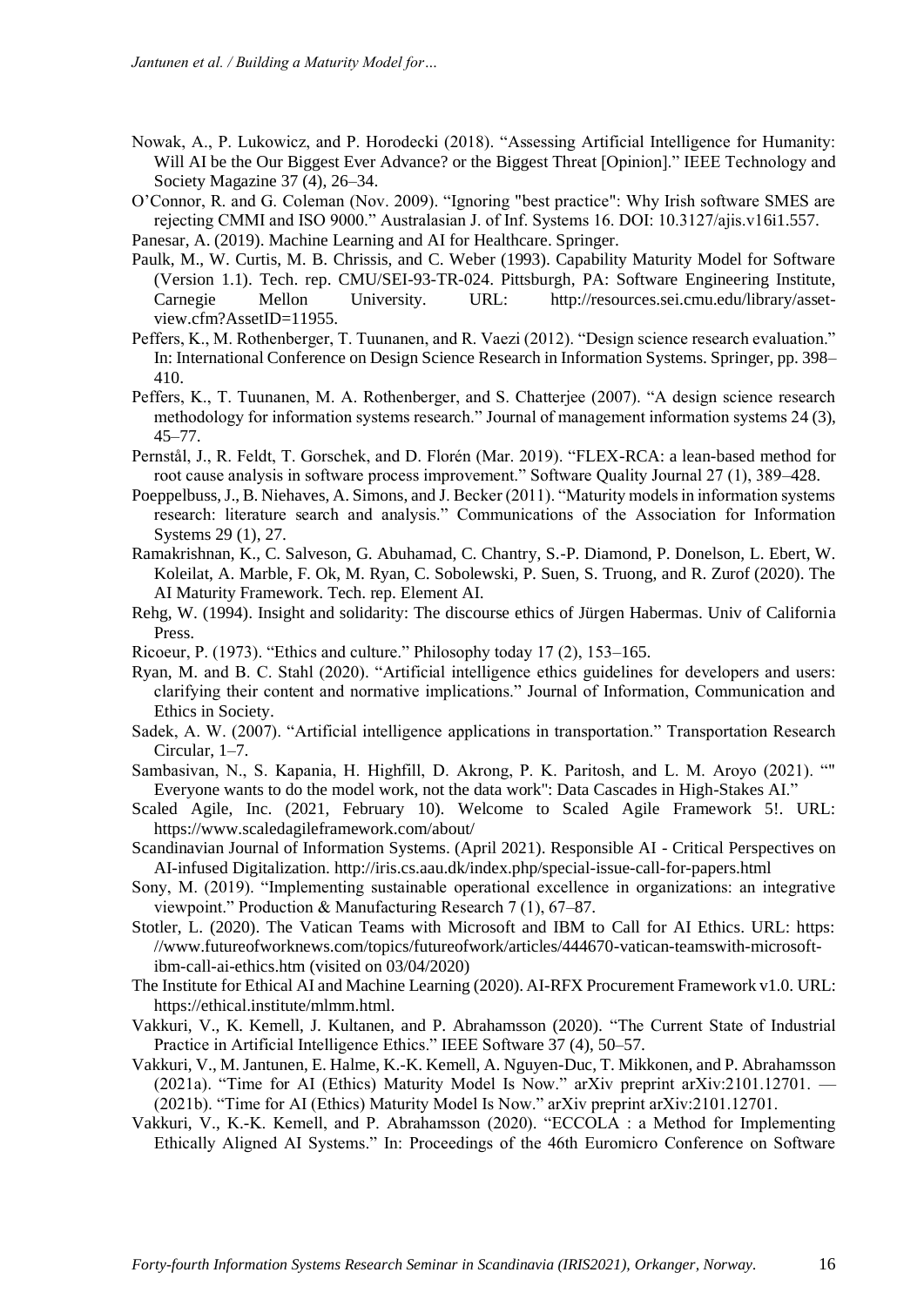Nowak, A., P. Lukowicz, and P. Horodecki (2018). "Assessing Artificial Intelligence for Humanity: Will AI be the Our Biggest Ever Advance? or the Biggest Threat [Opinion]." IEEE Technology and Society Magazine 37 (4), 26–34.

O'Connor, R. and G. Coleman (Nov. 2009). "Ignoring "best practice": Why Irish software SMES are rejecting CMMI and ISO 9000." Australasian J. of Inf. Systems 16. DOI: 10.3127/ajis.v16i1.557.

Panesar, A. (2019). Machine Learning and AI for Healthcare. Springer.

Paulk, M., W. Curtis, M. B. Chrissis, and C. Weber (1993). Capability Maturity Model for Software (Version 1.1). Tech. rep. CMU/SEI-93-TR-024. Pittsburgh, PA: Software Engineering Institute, Carnegie Mellon University. URL: http://resources.sei.cmu.edu/library/asset-view.cfm?AssetID=11955.

Peffers, K., M. Rothenberger, T. Tuunanen, and R. Vaezi (2012). "Design science research evaluation." In: International Conference on Design Science Research in Information Systems. Springer, pp. 398–410.

Peffers, K., T. Tuunanen, M. A. Rothenberger, and S. Chatterjee (2007). "A design science research methodology for information systems research." Journal of management information systems 24 (3), 45–77.

Pernstål, J., R. Feldt, T. Gorschek, and D. Florén (Mar. 2019). "FLEX-RCA: a lean-based method for root cause analysis in software process improvement." Software Quality Journal 27 (1), 389–428.

Poeppelbuss, J., B. Niehaves, A. Simons, and J. Becker (2011). "Maturity models in information systems research: literature search and analysis." Communications of the Association for Information Systems 29 (1), 27.

Ramakrishnan, K., C. Salveson, G. Abuhamad, C. Chantry, S.-P. Diamond, P. Donelson, L. Ebert, W. Koleilat, A. Marble, F. Ok, M. Ryan, C. Sobolewski, P. Suen, S. Truong, and R. Zurof (2020). The AI Maturity Framework. Tech. rep. Element AI.

Rehg, W. (1994). Insight and solidarity: The discourse ethics of Jürgen Habermas. Univ of California Press.

Ricoeur, P. (1973). "Ethics and culture." Philosophy today 17 (2), 153–165.

Ryan, M. and B. C. Stahl (2020). "Artificial intelligence ethics guidelines for developers and users: clarifying their content and normative implications." Journal of Information, Communication and Ethics in Society.

Sadek, A. W. (2007). "Artificial intelligence applications in transportation." Transportation Research Circular, 1–7.

Sambasivan, N., S. Kapania, H. Highfill, D. Akrong, P. K. Paritosh, and L. M. Aroyo (2021). """ Everyone wants to do the model work, not the data work": Data Cascades in High-Stakes AI."

Scaled Agile, Inc. (2021, February 10). Welcome to Scaled Agile Framework 5!. URL: https://www.scaledagileframework.com/about/

Scandinavian Journal of Information Systems. (April 2021). Responsible AI - Critical Perspectives on AI-infused Digitalization. http://iris.cs.aau.dk/index.php/special-issue-call-for-papers.html

Sony, M. (2019). "Implementing sustainable operational excellence in organizations: an integrative viewpoint." Production & Manufacturing Research 7 (1), 67–87.

Stotler, L. (2020). The Vatican Teams with Microsoft and IBM to Call for AI Ethics. URL: https: //www.futureofworknews.com/topics/futureofwork/articles/444670-vatican-teamswith-microsoft-ibm-call-ai-ethics.htm (visited on 03/04/2020)

The Institute for Ethical AI and Machine Learning (2020). AI-RFX Procurement Framework v1.0. URL: https://ethical.institute/mlmm.html.

Vakkuri, V., K. Kemell, J. Kultanen, and P. Abrahamsson (2020). "The Current State of Industrial Practice in Artificial Intelligence Ethics." IEEE Software 37 (4), 50–57.

Vakkuri, V., M. Jantunen, E. Halme, K.-K. Kemell, A. Nguyen-Duc, T. Mikkonen, and P. Abrahamsson (2021a). "Time for AI (Ethics) Maturity Model Is Now." arXiv preprint arXiv:2101.12701. — (2021b). "Time for AI (Ethics) Maturity Model Is Now." arXiv preprint arXiv:2101.12701.

Vakkuri, V., K.-K. Kemell, and P. Abrahamsson (2020). "ECCOLA : a Method for Implementing Ethically Aligned AI Systems." In: Proceedings of the 46th Euromicro Conference on Software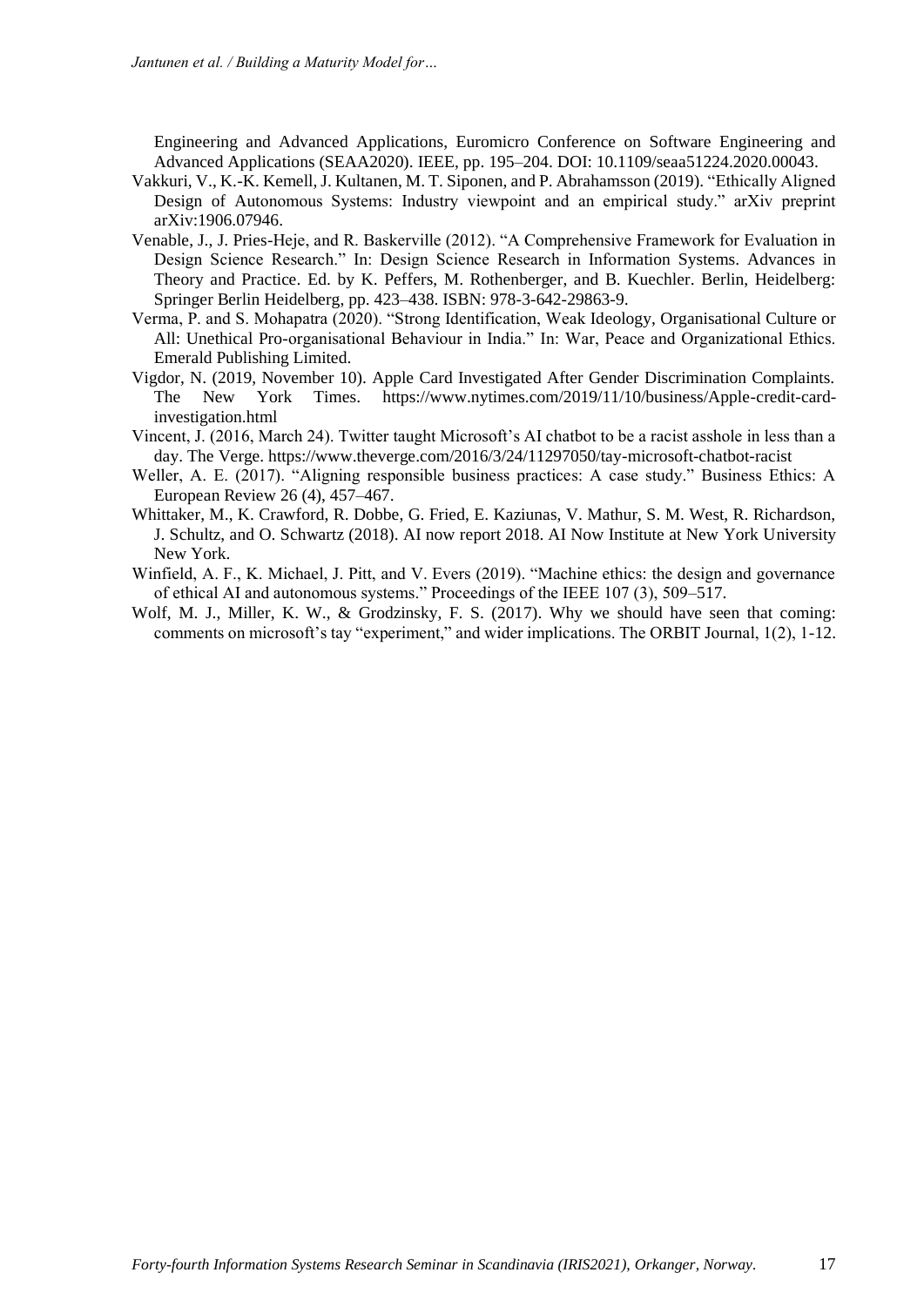Engineering and Advanced Applications, Euromicro Conference on Software Engineering and Advanced Applications (SEAA2020). IEEE, pp. 195–204. DOI: 10.1109/seaa51224.2020.00043.

Vakkuri, V., K.-K. Kemell, J. Kultanen, M. T. Siponen, and P. Abrahamsson (2019). "Ethically Aligned Design of Autonomous Systems: Industry viewpoint and an empirical study." arXiv preprint arXiv:1906.07946.

Venable, J., J. Pries-Heje, and R. Baskerville (2012). "A Comprehensive Framework for Evaluation in Design Science Research." In: Design Science Research in Information Systems. Advances in Theory and Practice. Ed. by K. Peffers, M. Rothenberger, and B. Kuechler. Berlin, Heidelberg: Springer Berlin Heidelberg, pp. 423–438. ISBN: 978-3-642-29863-9.

Verma, P. and S. Mohapatra (2020). "Strong Identification, Weak Ideology, Organisational Culture or All: Unethical Pro-organisational Behaviour in India." In: War, Peace and Organizational Ethics. Emerald Publishing Limited.

Vigdor, N. (2019, November 10). Apple Card Investigated After Gender Discrimination Complaints. The New York Times. https://www.nytimes.com/2019/11/10/business/Apple-credit-card-investigation.html

Vincent, J. (2016, March 24). Twitter taught Microsoft's AI chatbot to be a racist asshole in less than a day. The Verge. https://www.theverge.com/2016/3/24/11297050/tay-microsoft-chatbot-racist

Weller, A. E. (2017). "Aligning responsible business practices: A case study." Business Ethics: A European Review 26 (4), 457–467.

Whittaker, M., K. Crawford, R. Dobbe, G. Fried, E. Kaziunas, V. Mathur, S. M. West, R. Richardson, J. Schultz, and O. Schwartz (2018). AI now report 2018. AI Now Institute at New York University New York.

Winfield, A. F., K. Michael, J. Pitt, and V. Evers (2019). "Machine ethics: the design and governance of ethical AI and autonomous systems." Proceedings of the IEEE 107 (3), 509–517.

Wolf, M. J., Miller, K. W., & Grodzinsky, F. S. (2017). Why we should have seen that coming: comments on microsoft's tay "experiment," and wider implications. The ORBIT Journal, 1(2), 1-12.